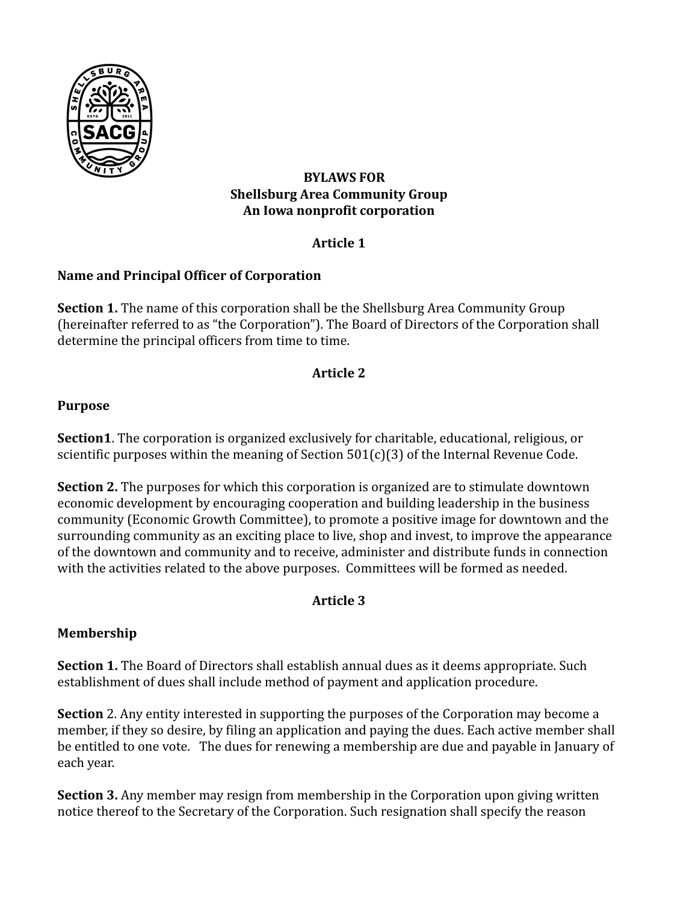**BYLAWS FOR**
**Shellsburg Area Community Group**
**An Iowa nonprofit corporation**

**Article 1**

**Name and Principal Officer of Corporation**

**Section 1.** The name of this corporation shall be the Shellsburg Area Community Group (hereinafter referred to as "the Corporation"). The Board of Directors of the Corporation shall determine the principal officers from time to time.

**Article 2**

**Purpose**

**Section1**. The corporation is organized exclusively for charitable, educational, religious, or scientific purposes within the meaning of Section 501(c)(3) of the Internal Revenue Code.

**Section 2.** The purposes for which this corporation is organized are to stimulate downtown economic development by encouraging cooperation and building leadership in the business community (Economic Growth Committee), to promote a positive image for downtown and the surrounding community as an exciting place to live, shop and invest, to improve the appearance of the downtown and community and to receive, administer and distribute funds in connection with the activities related to the above purposes. Committees will be formed as needed.

**Article 3**

**Membership**

**Section 1.** The Board of Directors shall establish annual dues as it deems appropriate. Such establishment of dues shall include method of payment and application procedure.

**Section** 2. Any entity interested in supporting the purposes of the Corporation may become a member, if they so desire, by filing an application and paying the dues. Each active member shall be entitled to one vote. The dues for renewing a membership are due and payable in January of each year.

**Section 3.** Any member may resign from membership in the Corporation upon giving written notice thereof to the Secretary of the Corporation. Such resignation shall specify the reason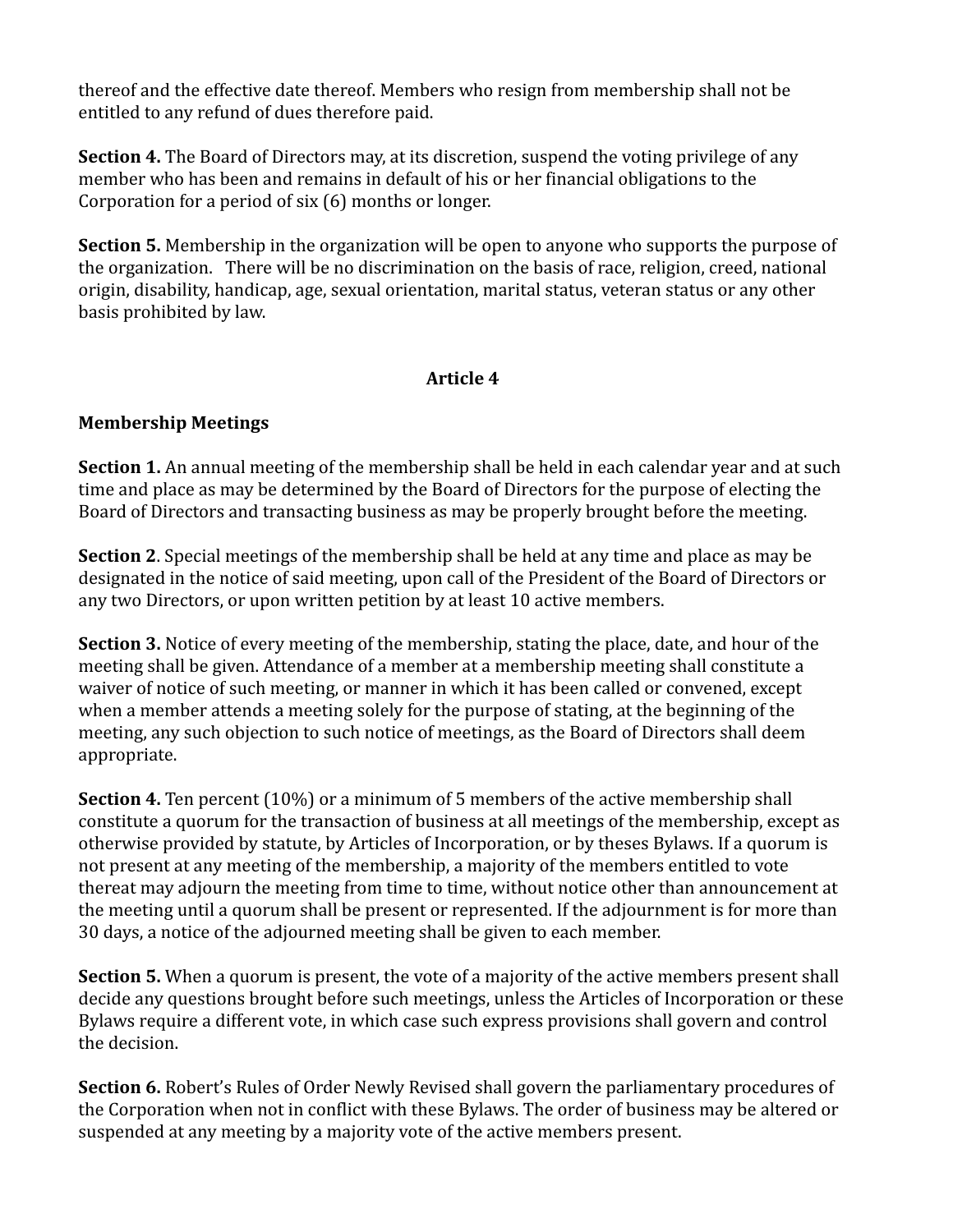thereof and the effective date thereof. Members who resign from membership shall not be entitled to any refund of dues therefore paid.

**Section 4.** The Board of Directors may, at its discretion, suspend the voting privilege of any member who has been and remains in default of his or her financial obligations to the Corporation for a period of six (6) months or longer.

**Section 5.** Membership in the organization will be open to anyone who supports the purpose of the organization. There will be no discrimination on the basis of race, religion, creed, national origin, disability, handicap, age, sexual orientation, marital status, veteran status or any other basis prohibited by law.

## Article 4

### Membership Meetings

**Section 1.** An annual meeting of the membership shall be held in each calendar year and at such time and place as may be determined by the Board of Directors for the purpose of electing the Board of Directors and transacting business as may be properly brought before the meeting.

**Section 2**. Special meetings of the membership shall be held at any time and place as may be designated in the notice of said meeting, upon call of the President of the Board of Directors or any two Directors, or upon written petition by at least 10 active members.

**Section 3.** Notice of every meeting of the membership, stating the place, date, and hour of the meeting shall be given. Attendance of a member at a membership meeting shall constitute a waiver of notice of such meeting, or manner in which it has been called or convened, except when a member attends a meeting solely for the purpose of stating, at the beginning of the meeting, any such objection to such notice of meetings, as the Board of Directors shall deem appropriate.

**Section 4.** Ten percent (10%) or a minimum of 5 members of the active membership shall constitute a quorum for the transaction of business at all meetings of the membership, except as otherwise provided by statute, by Articles of Incorporation, or by theses Bylaws. If a quorum is not present at any meeting of the membership, a majority of the members entitled to vote thereat may adjourn the meeting from time to time, without notice other than announcement at the meeting until a quorum shall be present or represented. If the adjournment is for more than 30 days, a notice of the adjourned meeting shall be given to each member.

**Section 5.** When a quorum is present, the vote of a majority of the active members present shall decide any questions brought before such meetings, unless the Articles of Incorporation or these Bylaws require a different vote, in which case such express provisions shall govern and control the decision.

**Section 6.** Robert's Rules of Order Newly Revised shall govern the parliamentary procedures of the Corporation when not in conflict with these Bylaws. The order of business may be altered or suspended at any meeting by a majority vote of the active members present.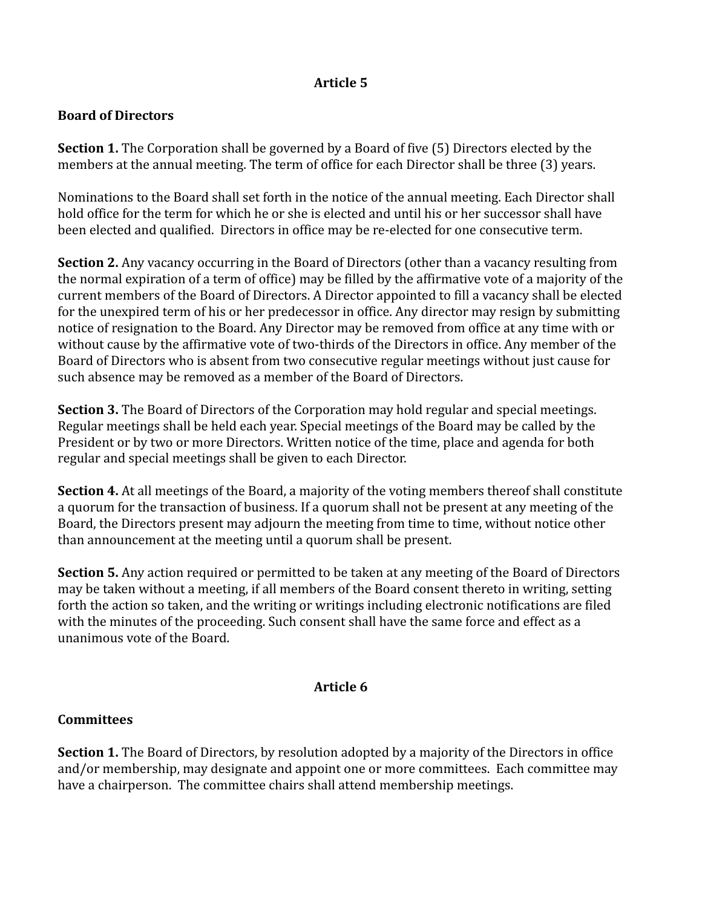## Article 5

### Board of Directors

**Section 1.** The Corporation shall be governed by a Board of five (5) Directors elected by the members at the annual meeting. The term of office for each Director shall be three (3) years.

Nominations to the Board shall set forth in the notice of the annual meeting. Each Director shall hold office for the term for which he or she is elected and until his or her successor shall have been elected and qualified. Directors in office may be re-elected for one consecutive term.

**Section 2.** Any vacancy occurring in the Board of Directors (other than a vacancy resulting from the normal expiration of a term of office) may be filled by the affirmative vote of a majority of the current members of the Board of Directors. A Director appointed to fill a vacancy shall be elected for the unexpired term of his or her predecessor in office. Any director may resign by submitting notice of resignation to the Board. Any Director may be removed from office at any time with or without cause by the affirmative vote of two-thirds of the Directors in office. Any member of the Board of Directors who is absent from two consecutive regular meetings without just cause for such absence may be removed as a member of the Board of Directors.

**Section 3.** The Board of Directors of the Corporation may hold regular and special meetings. Regular meetings shall be held each year. Special meetings of the Board may be called by the President or by two or more Directors. Written notice of the time, place and agenda for both regular and special meetings shall be given to each Director.

**Section 4.** At all meetings of the Board, a majority of the voting members thereof shall constitute a quorum for the transaction of business. If a quorum shall not be present at any meeting of the Board, the Directors present may adjourn the meeting from time to time, without notice other than announcement at the meeting until a quorum shall be present.

**Section 5.** Any action required or permitted to be taken at any meeting of the Board of Directors may be taken without a meeting, if all members of the Board consent thereto in writing, setting forth the action so taken, and the writing or writings including electronic notifications are filed with the minutes of the proceeding. Such consent shall have the same force and effect as a unanimous vote of the Board.

## Article 6

### Committees

**Section 1.** The Board of Directors, by resolution adopted by a majority of the Directors in office and/or membership, may designate and appoint one or more committees. Each committee may have a chairperson. The committee chairs shall attend membership meetings.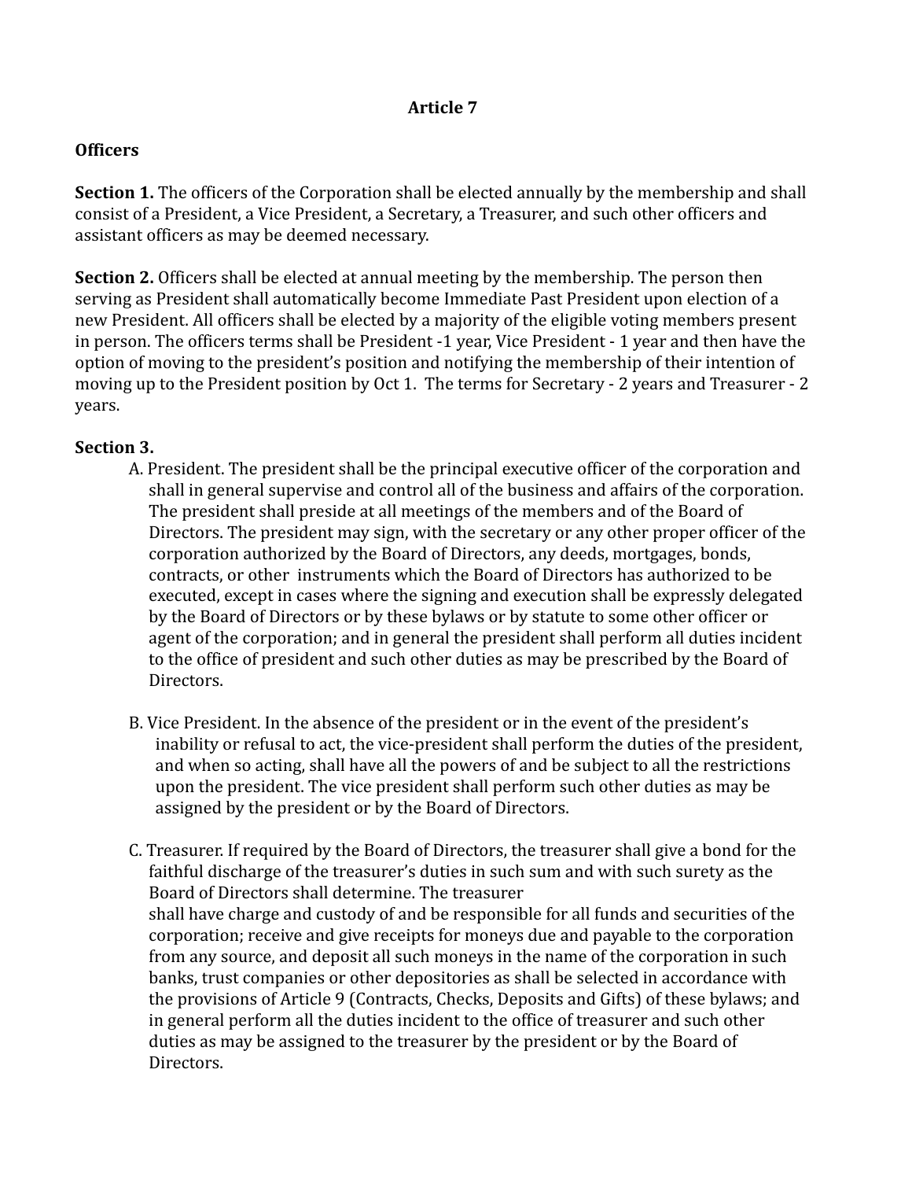# Article 7

**Officers**

**Section 1.** The officers of the Corporation shall be elected annually by the membership and shall consist of a President, a Vice President, a Secretary, a Treasurer, and such other officers and assistant officers as may be deemed necessary.

**Section 2.** Officers shall be elected at annual meeting by the membership. The person then serving as President shall automatically become Immediate Past President upon election of a new President. All officers shall be elected by a majority of the eligible voting members present in person. The officers terms shall be President -1 year, Vice President - 1 year and then have the option of moving to the president's position and notifying the membership of their intention of moving up to the President position by Oct 1. The terms for Secretary - 2 years and Treasurer - 2 years.

**Section 3.**

A. President. The president shall be the principal executive officer of the corporation and shall in general supervise and control all of the business and affairs of the corporation. The president shall preside at all meetings of the members and of the Board of Directors. The president may sign, with the secretary or any other proper officer of the corporation authorized by the Board of Directors, any deeds, mortgages, bonds, contracts, or other instruments which the Board of Directors has authorized to be executed, except in cases where the signing and execution shall be expressly delegated by the Board of Directors or by these bylaws or by statute to some other officer or agent of the corporation; and in general the president shall perform all duties incident to the office of president and such other duties as may be prescribed by the Board of Directors.

B. Vice President. In the absence of the president or in the event of the president's inability or refusal to act, the vice-president shall perform the duties of the president, and when so acting, shall have all the powers of and be subject to all the restrictions upon the president. The vice president shall perform such other duties as may be assigned by the president or by the Board of Directors.

C. Treasurer. If required by the Board of Directors, the treasurer shall give a bond for the faithful discharge of the treasurer's duties in such sum and with such surety as the Board of Directors shall determine. The treasurer shall have charge and custody of and be responsible for all funds and securities of the corporation; receive and give receipts for moneys due and payable to the corporation from any source, and deposit all such moneys in the name of the corporation in such banks, trust companies or other depositories as shall be selected in accordance with the provisions of Article 9 (Contracts, Checks, Deposits and Gifts) of these bylaws; and in general perform all the duties incident to the office of treasurer and such other duties as may be assigned to the treasurer by the president or by the Board of Directors.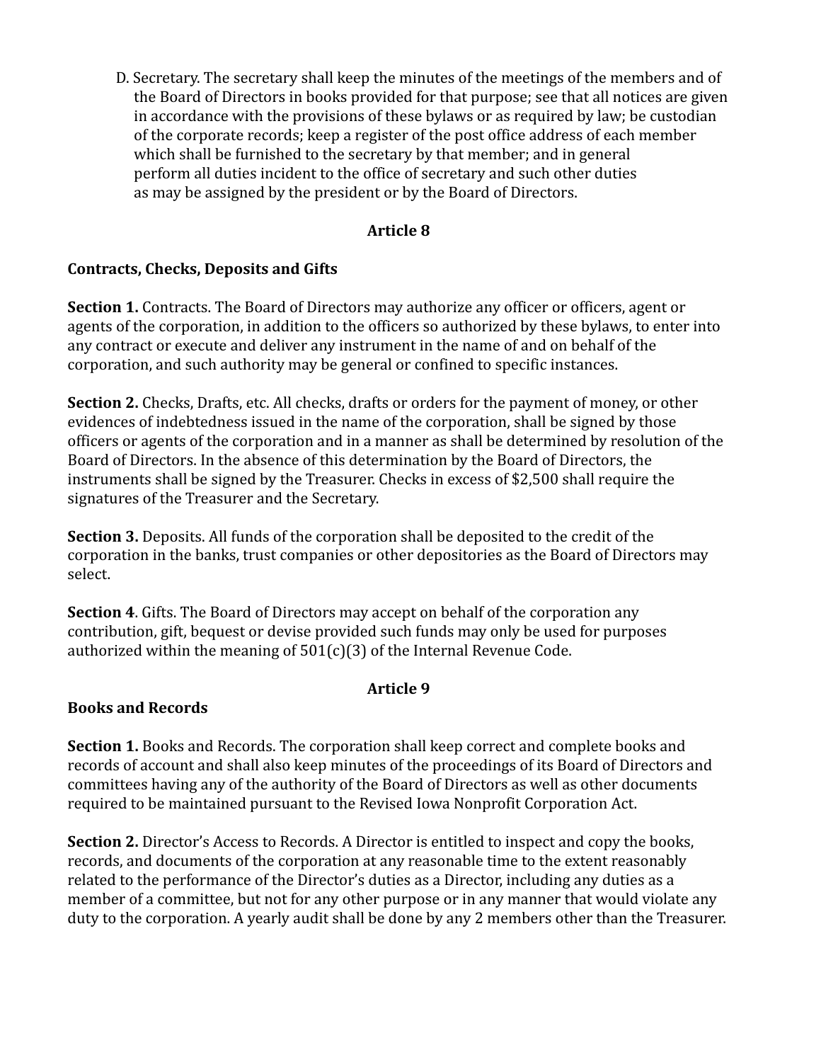D. Secretary. The secretary shall keep the minutes of the meetings of the members and of the Board of Directors in books provided for that purpose; see that all notices are given in accordance with the provisions of these bylaws or as required by law; be custodian of the corporate records; keep a register of the post office address of each member which shall be furnished to the secretary by that member; and in general perform all duties incident to the office of secretary and such other duties as may be assigned by the president or by the Board of Directors.

## Article 8

### Contracts, Checks, Deposits and Gifts

**Section 1.** Contracts. The Board of Directors may authorize any officer or officers, agent or agents of the corporation, in addition to the officers so authorized by these bylaws, to enter into any contract or execute and deliver any instrument in the name of and on behalf of the corporation, and such authority may be general or confined to specific instances.

**Section 2.** Checks, Drafts, etc. All checks, drafts or orders for the payment of money, or other evidences of indebtedness issued in the name of the corporation, shall be signed by those officers or agents of the corporation and in a manner as shall be determined by resolution of the Board of Directors. In the absence of this determination by the Board of Directors, the instruments shall be signed by the Treasurer. Checks in excess of $2,500 shall require the signatures of the Treasurer and the Secretary.

**Section 3.** Deposits. All funds of the corporation shall be deposited to the credit of the corporation in the banks, trust companies or other depositories as the Board of Directors may select.

**Section 4**. Gifts. The Board of Directors may accept on behalf of the corporation any contribution, gift, bequest or devise provided such funds may only be used for purposes authorized within the meaning of 501(c)(3) of the Internal Revenue Code.

## Article 9

### Books and Records

**Section 1.** Books and Records. The corporation shall keep correct and complete books and records of account and shall also keep minutes of the proceedings of its Board of Directors and committees having any of the authority of the Board of Directors as well as other documents required to be maintained pursuant to the Revised Iowa Nonprofit Corporation Act.

**Section 2.** Director's Access to Records. A Director is entitled to inspect and copy the books, records, and documents of the corporation at any reasonable time to the extent reasonably related to the performance of the Director's duties as a Director, including any duties as a member of a committee, but not for any other purpose or in any manner that would violate any duty to the corporation. A yearly audit shall be done by any 2 members other than the Treasurer.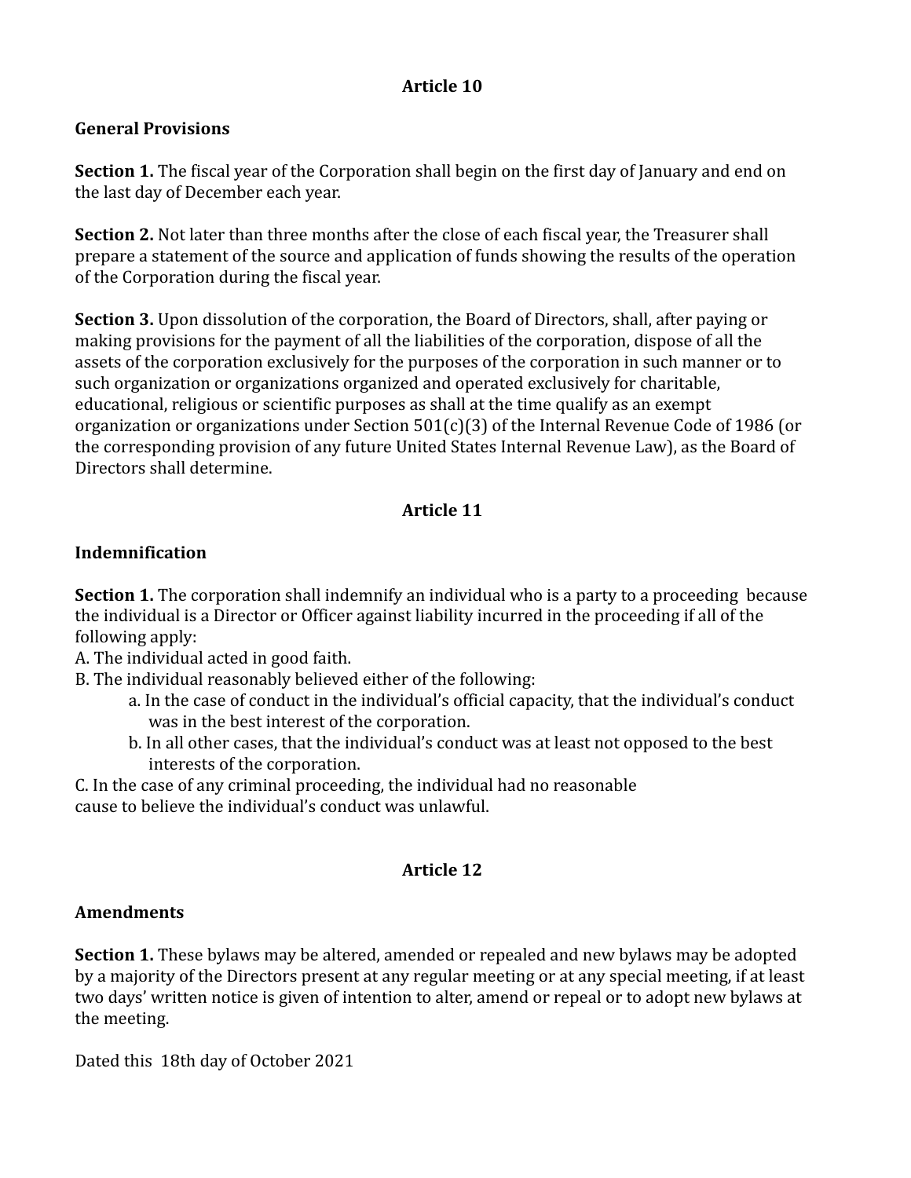## Article 10

**General Provisions**

**Section 1.** The fiscal year of the Corporation shall begin on the first day of January and end on the last day of December each year.

**Section 2.** Not later than three months after the close of each fiscal year, the Treasurer shall prepare a statement of the source and application of funds showing the results of the operation of the Corporation during the fiscal year.

**Section 3.** Upon dissolution of the corporation, the Board of Directors, shall, after paying or making provisions for the payment of all the liabilities of the corporation, dispose of all the assets of the corporation exclusively for the purposes of the corporation in such manner or to such organization or organizations organized and operated exclusively for charitable, educational, religious or scientific purposes as shall at the time qualify as an exempt organization or organizations under Section 501(c)(3) of the Internal Revenue Code of 1986 (or the corresponding provision of any future United States Internal Revenue Law), as the Board of Directors shall determine.

## Article 11

**Indemnification**

**Section 1.** The corporation shall indemnify an individual who is a party to a proceeding because the individual is a Director or Officer against liability incurred in the proceeding if all of the following apply:

A. The individual acted in good faith.

B. The individual reasonably believed either of the following:

- a. In the case of conduct in the individual's official capacity, that the individual's conduct was in the best interest of the corporation.
- b. In all other cases, that the individual's conduct was at least not opposed to the best interests of the corporation.

C. In the case of any criminal proceeding, the individual had no reasonable cause to believe the individual's conduct was unlawful.

## Article 12

**Amendments**

**Section 1.** These bylaws may be altered, amended or repealed and new bylaws may be adopted by a majority of the Directors present at any regular meeting or at any special meeting, if at least two days' written notice is given of intention to alter, amend or repeal or to adopt new bylaws at the meeting.

Dated this 18th day of October 2021